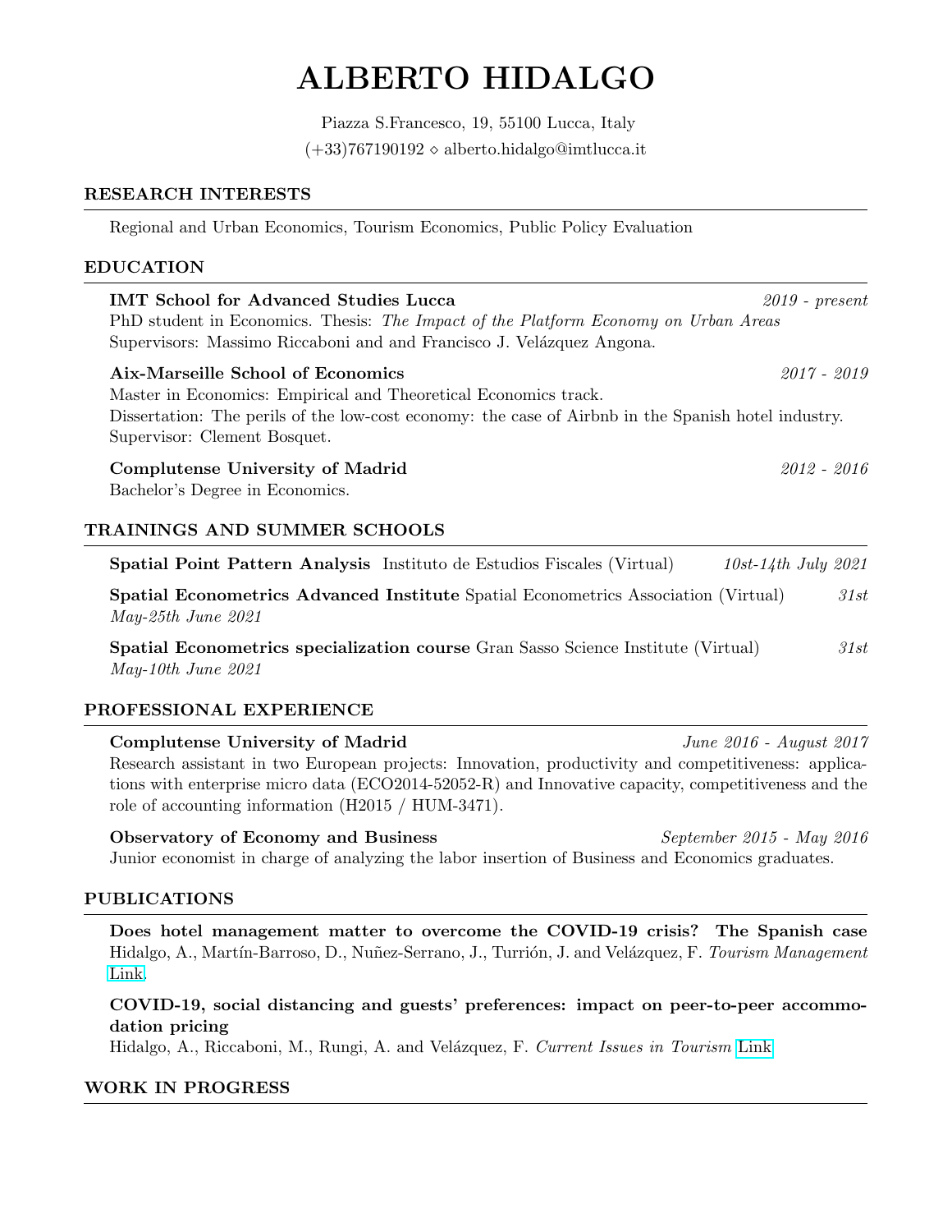# ALBERTO HIDALGO

Piazza S.Francesco, 19, 55100 Lucca, Italy
(+33)767190192 ⋄ alberto.hidalgo@imtlucca.it

## RESEARCH INTERESTS

Regional and Urban Economics, Tourism Economics, Public Policy Evaluation

## EDUCATION

**IMT School for Advanced Studies Lucca** *2019 - present*
PhD student in Economics. Thesis: *The Impact of the Platform Economy on Urban Areas*
Supervisors: Massimo Riccaboni and and Francisco J. Velázquez Angona.

**Aix-Marseille School of Economics** *2017 - 2019*
Master in Economics: Empirical and Theoretical Economics track.
Dissertation: The perils of the low-cost economy: the case of Airbnb in the Spanish hotel industry.
Supervisor: Clement Bosquet.

**Complutense University of Madrid** *2012 - 2016*
Bachelor's Degree in Economics.

## TRAININGS AND SUMMER SCHOOLS

**Spatial Point Pattern Analysis** Instituto de Estudios Fiscales (Virtual) *10st-14th July 2021*

**Spatial Econometrics Advanced Institute** Spatial Econometrics Association (Virtual) *31st May-25th June 2021*

**Spatial Econometrics specialization course** Gran Sasso Science Institute (Virtual) *31st May-10th June 2021*

## PROFESSIONAL EXPERIENCE

**Complutense University of Madrid** *June 2016 - August 2017*
Research assistant in two European projects: Innovation, productivity and competitiveness: applications with enterprise micro data (ECO2014-52052-R) and Innovative capacity, competitiveness and the role of accounting information (H2015 / HUM-3471).

**Observatory of Economy and Business** *September 2015 - May 2016*
Junior economist in charge of analyzing the labor insertion of Business and Economics graduates.

## PUBLICATIONS

**Does hotel management matter to overcome the COVID-19 crisis? The Spanish case**
Hidalgo, A., Martín-Barroso, D., Nuñez-Serrano, J., Turrión, J. and Velázquez, F. *Tourism Management* Link

**COVID-19, social distancing and guests' preferences: impact on peer-to-peer accommodation pricing**
Hidalgo, A., Riccaboni, M., Rungi, A. and Velázquez, F. *Current Issues in Tourism* Link

## WORK IN PROGRESS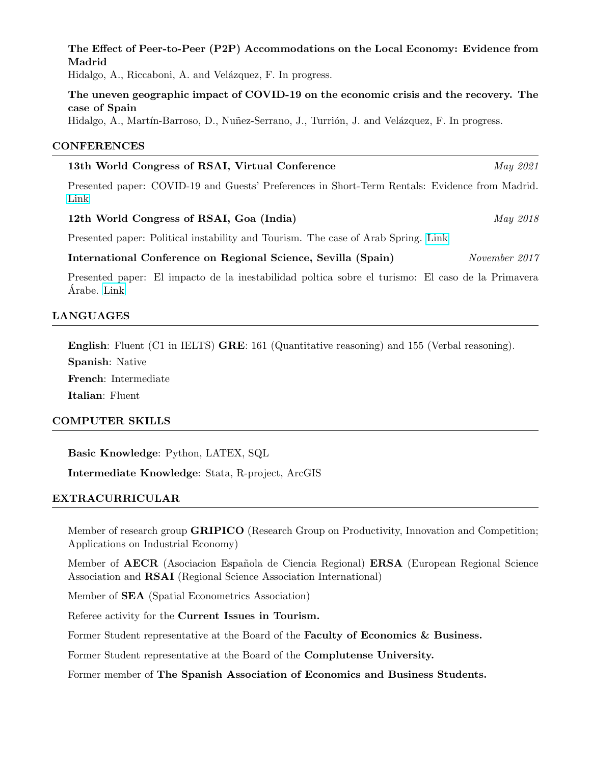**The Effect of Peer-to-Peer (P2P) Accommodations on the Local Economy: Evidence from Madrid**
Hidalgo, A., Riccaboni, A. and Velázquez, F. In progress.

**The uneven geographic impact of COVID-19 on the economic crisis and the recovery. The case of Spain**
Hidalgo, A., Martín-Barroso, D., Nuñez-Serrano, J., Turrión, J. and Velázquez, F. In progress.

## CONFERENCES

**13th World Congress of RSAI, Virtual Conference** *May 2021*

Presented paper: COVID-19 and Guests' Preferences in Short-Term Rentals: Evidence from Madrid. Link

**12th World Congress of RSAI, Goa (India)** *May 2018*

Presented paper: Political instability and Tourism. The case of Arab Spring. Link

**International Conference on Regional Science, Sevilla (Spain)** *November 2017*

Presented paper: El impacto de la inestabilidad poltica sobre el turismo: El caso de la Primavera Árabe. Link

## LANGUAGES

**English**: Fluent (C1 in IELTS) **GRE**: 161 (Quantitative reasoning) and 155 (Verbal reasoning).

**Spanish**: Native

**French**: Intermediate

**Italian**: Fluent

## COMPUTER SKILLS

**Basic Knowledge**: Python, LATEX, SQL

**Intermediate Knowledge**: Stata, R-project, ArcGIS

## EXTRACURRICULAR

Member of research group **GRIPICO** (Research Group on Productivity, Innovation and Competition; Applications on Industrial Economy)

Member of **AECR** (Asociacion Española de Ciencia Regional) **ERSA** (European Regional Science Association and **RSAI** (Regional Science Association International)

Member of **SEA** (Spatial Econometrics Association)

Referee activity for the **Current Issues in Tourism.**

Former Student representative at the Board of the **Faculty of Economics & Business.**

Former Student representative at the Board of the **Complutense University.**

Former member of **The Spanish Association of Economics and Business Students.**